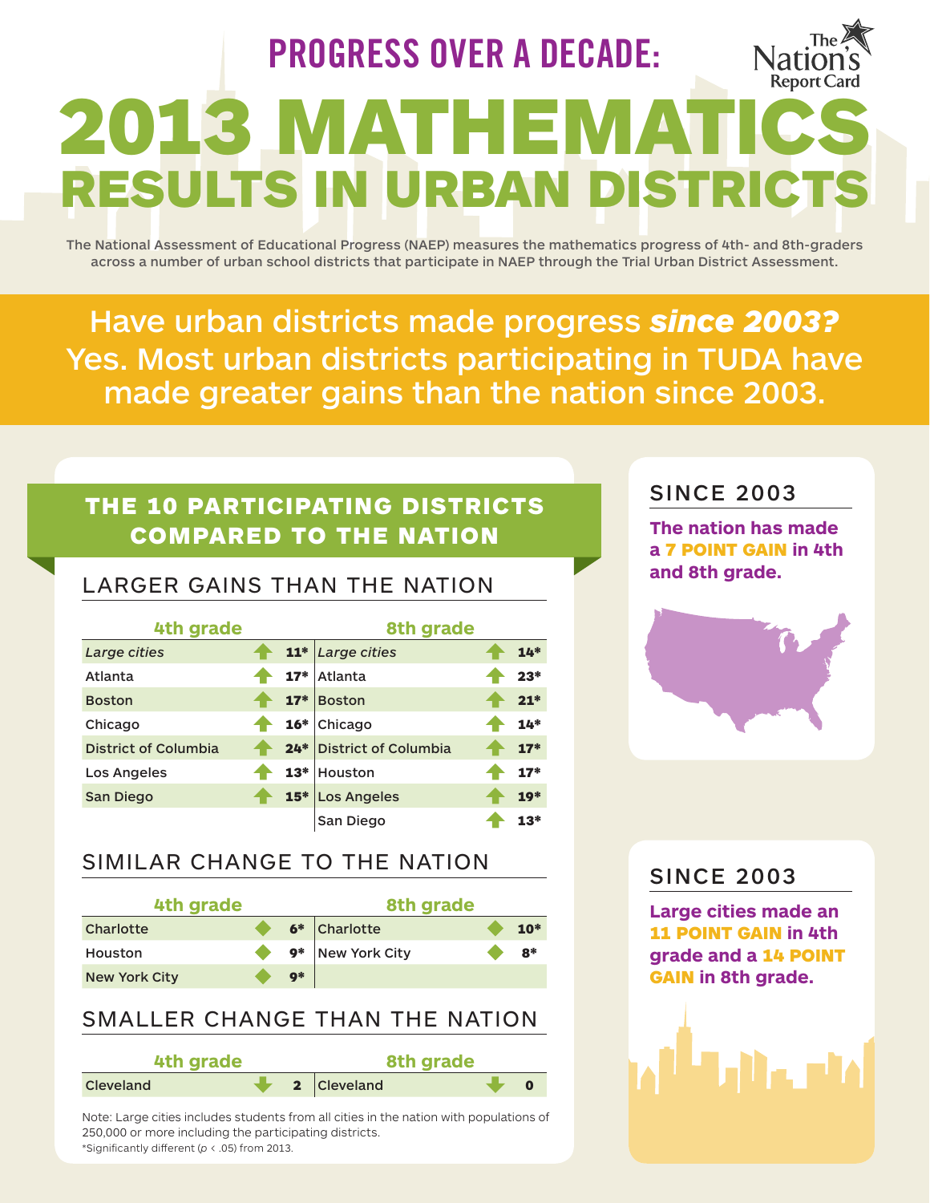# PROGRESS OVER A DECADE:

The Nation's Report Card

# 2013 MATHEMATICS RESULTS IN URBAN DISTRICTS

The National Assessment of Educational Progress (NAEP) measures the mathematics progress of 4th- and 8th-graders across a number of urban school districts that participate in NAEP through the Trial Urban District Assessment.

**Have urban districts made progress *since 2003?* Yes. Most urban districts participating in TUDA have made greater gains than the nation since 2003.**

## THE 10 PARTICIPATING DISTRICTS COMPARED TO THE NATION

### LARGER GAINS THAN THE NATION

| 4th grade | | 8th grade | |
|---|---|---|---|
| *Large cities* | ↑ 11* | *Large cities* | ↑ 14* |
| Atlanta | ↑ 17* | Atlanta | ↑ 23* |
| Boston | ↑ 17* | Boston | ↑ 21* |
| Chicago | ↑ 16* | Chicago | ↑ 14* |
| District of Columbia | ↑ 24* | District of Columbia | ↑ 17* |
| Los Angeles | ↑ 13* | Houston | ↑ 17* |
| San Diego | ↑ 15* | Los Angeles | ↑ 19* |
| | | San Diego | ↑ 13* |

### SIMILAR CHANGE TO THE NATION

| 4th grade | | 8th grade | |
|---|---|---|---|
| Charlotte | ◆ 6* | Charlotte | ◆ 10* |
| Houston | ◆ 9* | New York City | ◆ 8* |
| New York City | ◆ 9* | | |

### SMALLER CHANGE THAN THE NATION

| 4th grade | | 8th grade | |
|---|---|---|---|
| Cleveland | ↓ 2 | Cleveland | ↓ 0 |

Note: Large cities includes students from all cities in the nation with populations of 250,000 or more including the participating districts.
*Significantly different ($p < .05$) from 2013.

## SINCE 2003

**The nation has made a 7 POINT GAIN in 4th and 8th grade.**

## SINCE 2003

**Large cities made an 11 POINT GAIN in 4th grade and a 14 POINT GAIN in 8th grade.**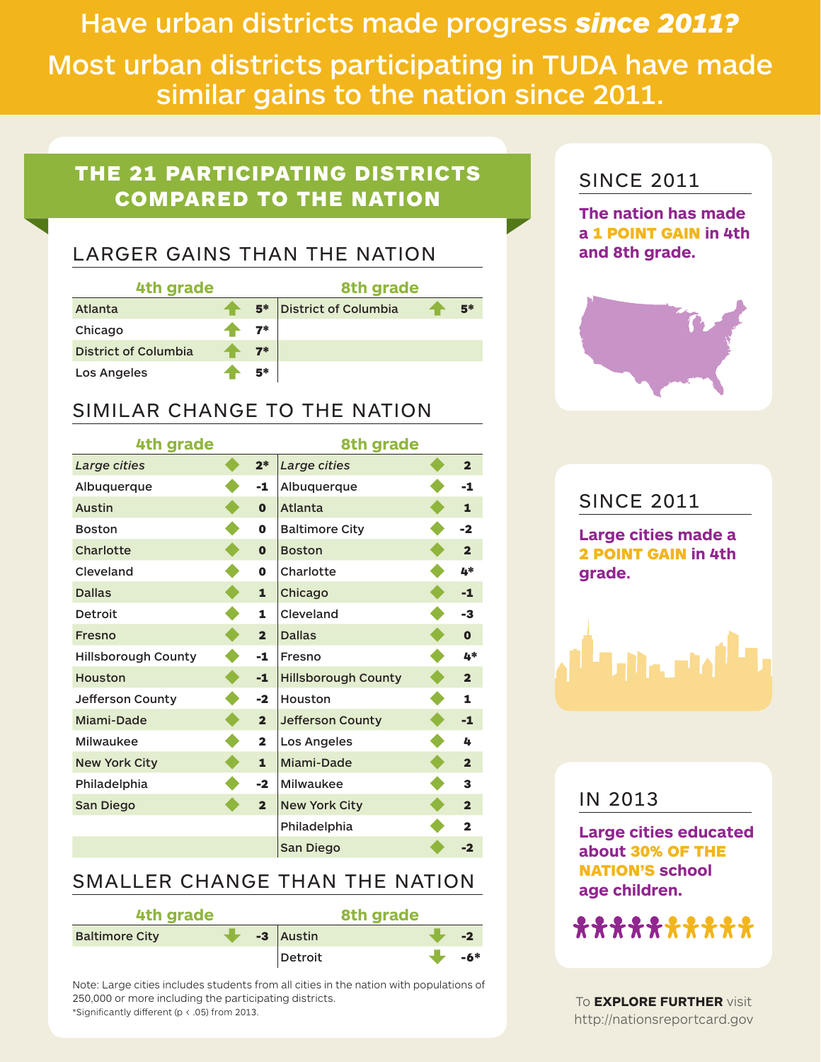# Have urban districts made progress *since 2011?*

# Most urban districts participating in TUDA have made similar gains to the nation since 2011.

## THE 21 PARTICIPATING DISTRICTS COMPARED TO THE NATION

### LARGER GAINS THAN THE NATION

| 4th grade | | 8th grade | |
|---|---|---|---|
| Atlanta | 5* | District of Columbia | 5* |
| Chicago | 7* | | |
| District of Columbia | 7* | | |
| Los Angeles | 5* | | |

### SIMILAR CHANGE TO THE NATION

| 4th grade | | 8th grade | |
|---|---|---|---|
| *Large cities* | 2* | *Large cities* | 2 |
| Albuquerque | -1 | Albuquerque | -1 |
| Austin | 0 | Atlanta | 1 |
| Boston | 0 | Baltimore City | -2 |
| Charlotte | 0 | Boston | 2 |
| Cleveland | 0 | Charlotte | 4* |
| Dallas | 1 | Chicago | -1 |
| Detroit | 1 | Cleveland | -3 |
| Fresno | 2 | Dallas | 0 |
| Hillsborough County | -1 | Fresno | 4* |
| Houston | -1 | Hillsborough County | 2 |
| Jefferson County | -2 | Houston | 1 |
| Miami-Dade | 2 | Jefferson County | -1 |
| Milwaukee | 2 | Los Angeles | 4 |
| New York City | 1 | Miami-Dade | 2 |
| Philadelphia | -2 | Milwaukee | 3 |
| San Diego | 2 | New York City | 2 |
| | | Philadelphia | 2 |
| | | San Diego | -2 |

### SMALLER CHANGE THAN THE NATION

| 4th grade | | 8th grade | |
|---|---|---|---|
| Baltimore City | -3 | Austin | -2 |
| | | Detroit | -6* |

Note: Large cities includes students from all cities in the nation with populations of 250,000 or more including the participating districts.
*Significantly different ($p < .05$) from 2013.

## SINCE 2011

**The nation has made a 1 POINT GAIN in 4th and 8th grade.**

## SINCE 2011

**Large cities made a 2 POINT GAIN in 4th grade.**

## IN 2013

**Large cities educated about 30% OF THE NATION'S school age children.**

To **EXPLORE FURTHER** visit http://nationsreportcard.gov